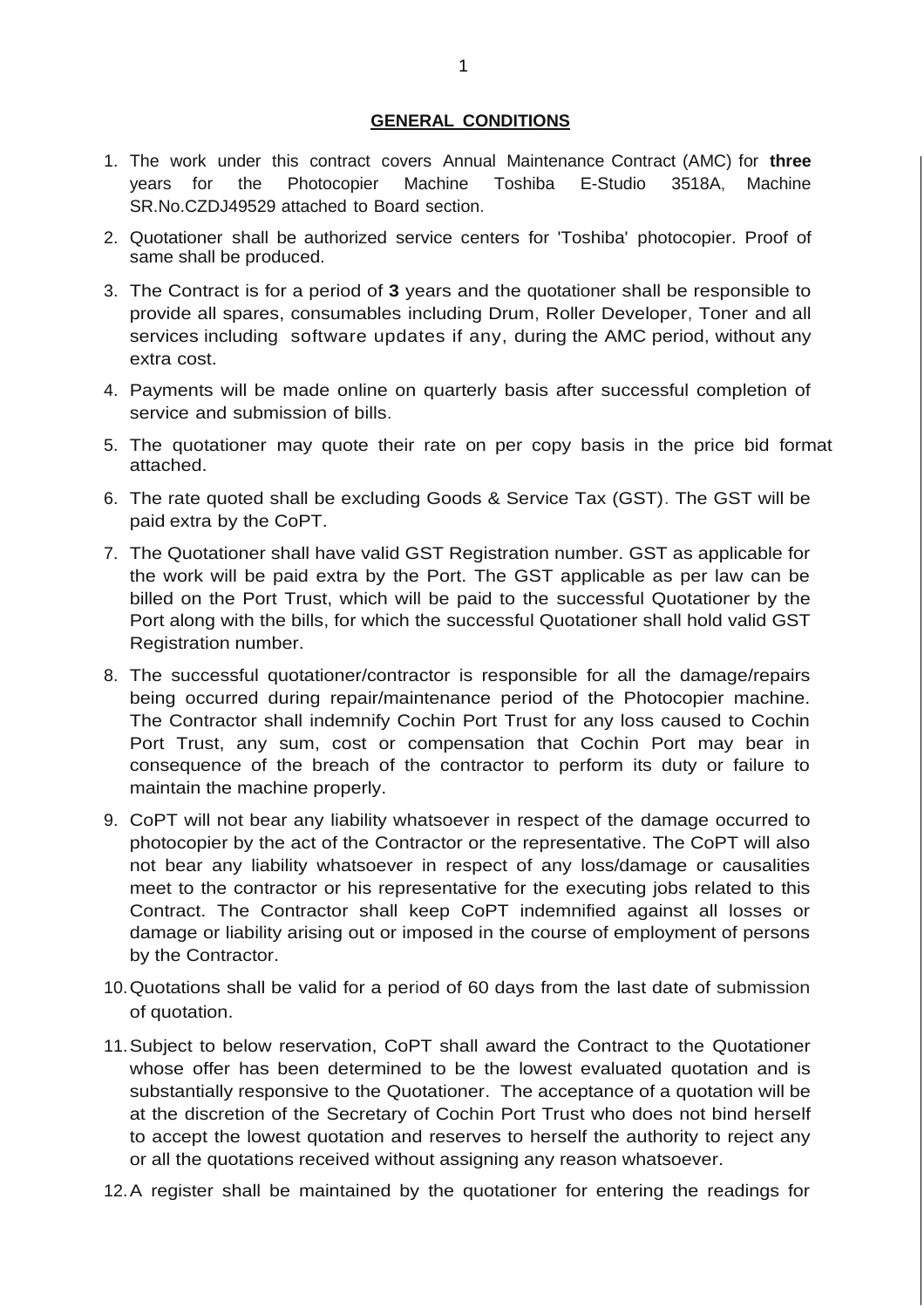## GENERAL CONDITIONS

1. The work under this contract covers Annual Maintenance Contract (AMC) for **three** years for the Photocopier Machine Toshiba E-Studio 3518A, Machine SR.No.CZDJ49529 attached to Board section.
2. Quotationer shall be authorized service centers for 'Toshiba' photocopier. Proof of same shall be produced.
3. The Contract is for a period of **3** years and the quotationer shall be responsible to provide all spares, consumables including Drum, Roller Developer, Toner and all services including software updates if any, during the AMC period, without any extra cost.
4. Payments will be made online on quarterly basis after successful completion of service and submission of bills.
5. The quotationer may quote their rate on per copy basis in the price bid format attached.
6. The rate quoted shall be excluding Goods & Service Tax (GST). The GST will be paid extra by the CoPT.
7. The Quotationer shall have valid GST Registration number. GST as applicable for the work will be paid extra by the Port. The GST applicable as per law can be billed on the Port Trust, which will be paid to the successful Quotationer by the Port along with the bills, for which the successful Quotationer shall hold valid GST Registration number.
8. The successful quotationer/contractor is responsible for all the damage/repairs being occurred during repair/maintenance period of the Photocopier machine. The Contractor shall indemnify Cochin Port Trust for any loss caused to Cochin Port Trust, any sum, cost or compensation that Cochin Port may bear in consequence of the breach of the contractor to perform its duty or failure to maintain the machine properly.
9. CoPT will not bear any liability whatsoever in respect of the damage occurred to photocopier by the act of the Contractor or the representative. The CoPT will also not bear any liability whatsoever in respect of any loss/damage or causalities meet to the contractor or his representative for the executing jobs related to this Contract. The Contractor shall keep CoPT indemnified against all losses or damage or liability arising out or imposed in the course of employment of persons by the Contractor.
10. Quotations shall be valid for a period of 60 days from the last date of submission of quotation.
11. Subject to below reservation, CoPT shall award the Contract to the Quotationer whose offer has been determined to be the lowest evaluated quotation and is substantially responsive to the Quotationer. The acceptance of a quotation will be at the discretion of the Secretary of Cochin Port Trust who does not bind herself to accept the lowest quotation and reserves to herself the authority to reject any or all the quotations received without assigning any reason whatsoever.
12. A register shall be maintained by the quotationer for entering the readings for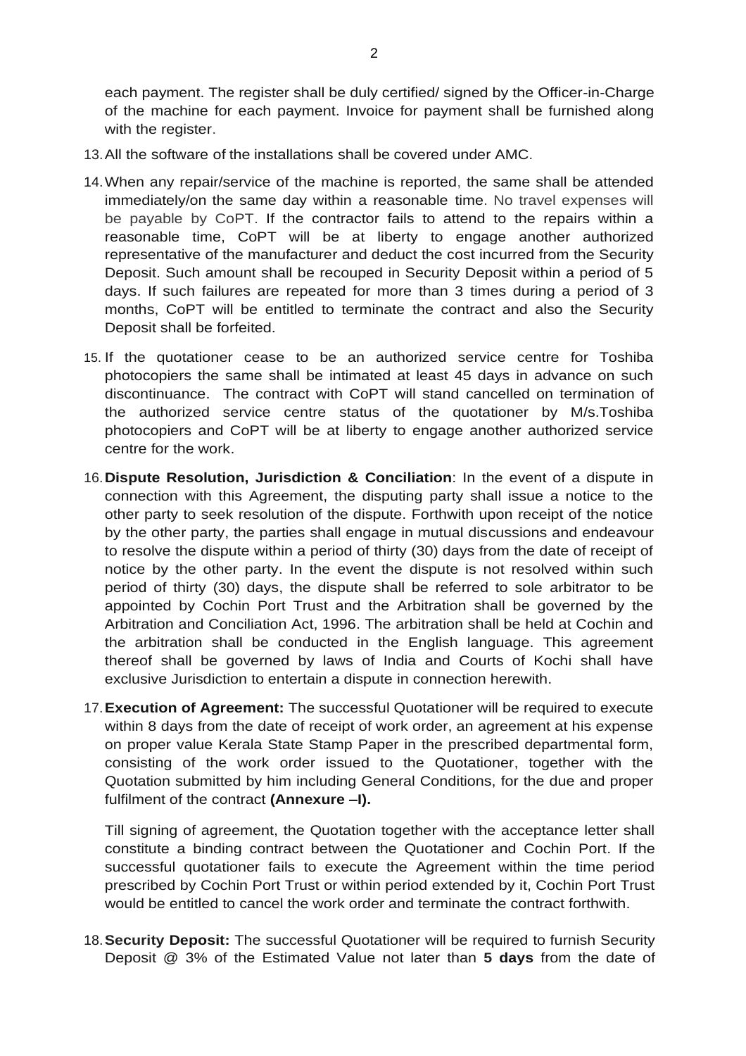each payment. The register shall be duly certified/ signed by the Officer-in-Charge of the machine for each payment. Invoice for payment shall be furnished along with the register.

13. All the software of the installations shall be covered under AMC.

14. When any repair/service of the machine is reported, the same shall be attended immediately/on the same day within a reasonable time. No travel expenses will be payable by CoPT. If the contractor fails to attend to the repairs within a reasonable time, CoPT will be at liberty to engage another authorized representative of the manufacturer and deduct the cost incurred from the Security Deposit. Such amount shall be recouped in Security Deposit within a period of 5 days. If such failures are repeated for more than 3 times during a period of 3 months, CoPT will be entitled to terminate the contract and also the Security Deposit shall be forfeited.

15. If the quotationer cease to be an authorized service centre for Toshiba photocopiers the same shall be intimated at least 45 days in advance on such discontinuance. The contract with CoPT will stand cancelled on termination of the authorized service centre status of the quotationer by M/s.Toshiba photocopiers and CoPT will be at liberty to engage another authorized service centre for the work.

16. **Dispute Resolution, Jurisdiction & Conciliation**: In the event of a dispute in connection with this Agreement, the disputing party shall issue a notice to the other party to seek resolution of the dispute. Forthwith upon receipt of the notice by the other party, the parties shall engage in mutual discussions and endeavour to resolve the dispute within a period of thirty (30) days from the date of receipt of notice by the other party. In the event the dispute is not resolved within such period of thirty (30) days, the dispute shall be referred to sole arbitrator to be appointed by Cochin Port Trust and the Arbitration shall be governed by the Arbitration and Conciliation Act, 1996. The arbitration shall be held at Cochin and the arbitration shall be conducted in the English language. This agreement thereof shall be governed by laws of India and Courts of Kochi shall have exclusive Jurisdiction to entertain a dispute in connection herewith.

17. **Execution of Agreement:** The successful Quotationer will be required to execute within 8 days from the date of receipt of work order, an agreement at his expense on proper value Kerala State Stamp Paper in the prescribed departmental form, consisting of the work order issued to the Quotationer, together with the Quotation submitted by him including General Conditions, for the due and proper fulfilment of the contract **(Annexure –I).**

    Till signing of agreement, the Quotation together with the acceptance letter shall constitute a binding contract between the Quotationer and Cochin Port. If the successful quotationer fails to execute the Agreement within the time period prescribed by Cochin Port Trust or within period extended by it, Cochin Port Trust would be entitled to cancel the work order and terminate the contract forthwith.

18. **Security Deposit:** The successful Quotationer will be required to furnish Security Deposit @ 3% of the Estimated Value not later than **5 days** from the date of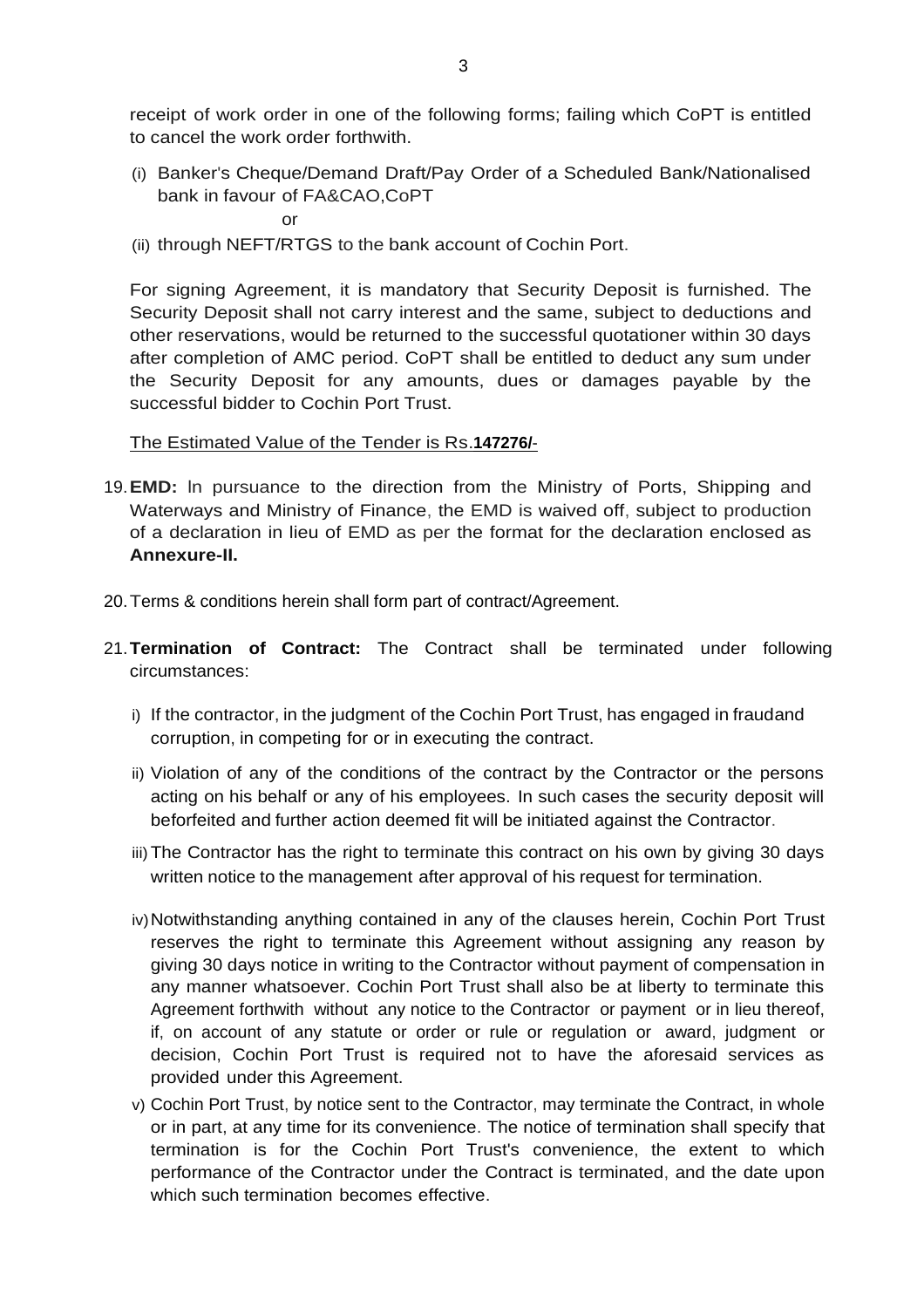receipt of work order in one of the following forms; failing which CoPT is entitled to cancel the work order forthwith.

(i) Banker's Cheque/Demand Draft/Pay Order of a Scheduled Bank/Nationalised bank in favour of FA&CAO,CoPT

or

(ii) through NEFT/RTGS to the bank account of Cochin Port.

For signing Agreement, it is mandatory that Security Deposit is furnished. The Security Deposit shall not carry interest and the same, subject to deductions and other reservations, would be returned to the successful quotationer within 30 days after completion of AMC period. CoPT shall be entitled to deduct any sum under the Security Deposit for any amounts, dues or damages payable by the successful bidder to Cochin Port Trust.

The Estimated Value of the Tender is Rs.**147276/**-

19. **EMD:** In pursuance to the direction from the Ministry of Ports, Shipping and Waterways and Ministry of Finance, the EMD is waived off, subject to production of a declaration in lieu of EMD as per the format for the declaration enclosed as **Annexure-II.**

20. Terms & conditions herein shall form part of contract/Agreement.

21. **Termination of Contract:** The Contract shall be terminated under following circumstances:

    i) If the contractor, in the judgment of the Cochin Port Trust, has engaged in fraudand corruption, in competing for or in executing the contract.

    ii) Violation of any of the conditions of the contract by the Contractor or the persons acting on his behalf or any of his employees. In such cases the security deposit will beforfeited and further action deemed fit will be initiated against the Contractor.

    iii) The Contractor has the right to terminate this contract on his own by giving 30 days written notice to the management after approval of his request for termination.

    iv) Notwithstanding anything contained in any of the clauses herein, Cochin Port Trust reserves the right to terminate this Agreement without assigning any reason by giving 30 days notice in writing to the Contractor without payment of compensation in any manner whatsoever. Cochin Port Trust shall also be at liberty to terminate this Agreement forthwith without any notice to the Contractor or payment or in lieu thereof, if, on account of any statute or order or rule or regulation or award, judgment or decision, Cochin Port Trust is required not to have the aforesaid services as provided under this Agreement.

    v) Cochin Port Trust, by notice sent to the Contractor, may terminate the Contract, in whole or in part, at any time for its convenience. The notice of termination shall specify that termination is for the Cochin Port Trust's convenience, the extent to which performance of the Contractor under the Contract is terminated, and the date upon which such termination becomes effective.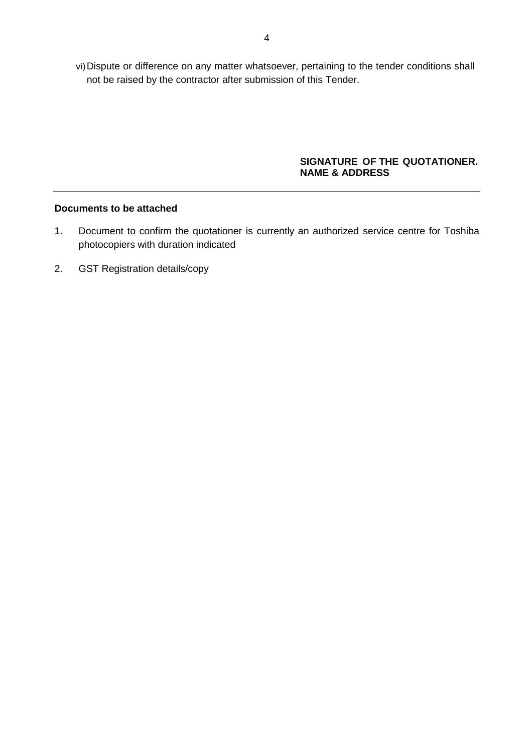vi) Dispute or difference on any matter whatsoever, pertaining to the tender conditions shall not be raised by the contractor after submission of this Tender.

**SIGNATURE OF THE QUOTATIONER.**
**NAME & ADDRESS**

---

**Documents to be attached**

1. Document to confirm the quotationer is currently an authorized service centre for Toshiba photocopiers with duration indicated
2. GST Registration details/copy